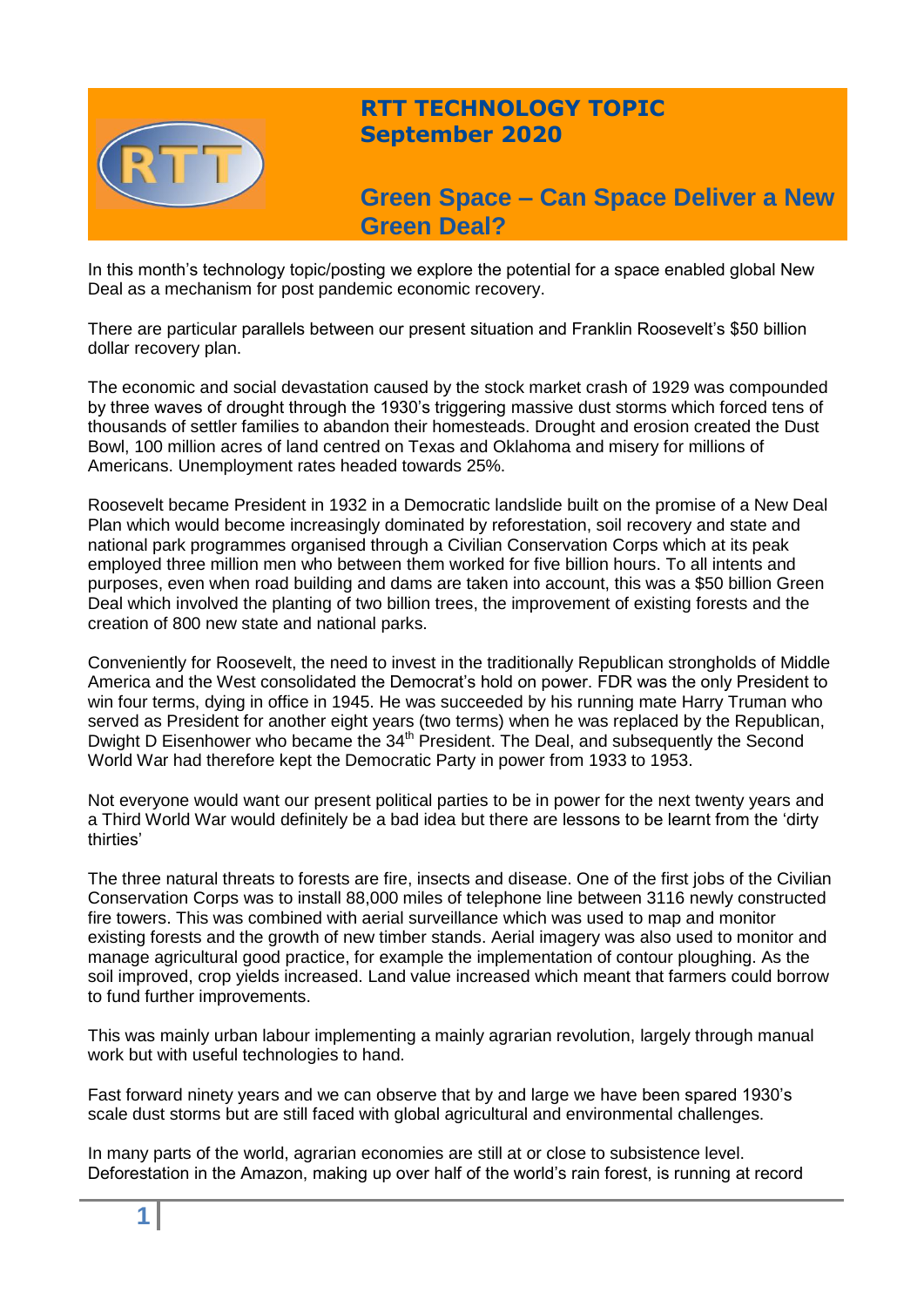# RTT TECHNOLOGY TOPIC
## September 2020

# Green Space – Can Space Deliver a New Green Deal?

In this month's technology topic/posting we explore the potential for a space enabled global New Deal as a mechanism for post pandemic economic recovery.

There are particular parallels between our present situation and Franklin Roosevelt's $50 billion dollar recovery plan.

The economic and social devastation caused by the stock market crash of 1929 was compounded by three waves of drought through the 1930's triggering massive dust storms which forced tens of thousands of settler families to abandon their homesteads. Drought and erosion created the Dust Bowl, 100 million acres of land centred on Texas and Oklahoma and misery for millions of Americans. Unemployment rates headed towards 25%.

Roosevelt became President in 1932 in a Democratic landslide built on the promise of a New Deal Plan which would become increasingly dominated by reforestation, soil recovery and state and national park programmes organised through a Civilian Conservation Corps which at its peak employed three million men who between them worked for five billion hours. To all intents and purposes, even when road building and dams are taken into account, this was a $50 billion Green Deal which involved the planting of two billion trees, the improvement of existing forests and the creation of 800 new state and national parks.

Conveniently for Roosevelt, the need to invest in the traditionally Republican strongholds of Middle America and the West consolidated the Democrat's hold on power. FDR was the only President to win four terms, dying in office in 1945. He was succeeded by his running mate Harry Truman who served as President for another eight years (two terms) when he was replaced by the Republican, Dwight D Eisenhower who became the 34th President. The Deal, and subsequently the Second World War had therefore kept the Democratic Party in power from 1933 to 1953.

Not everyone would want our present political parties to be in power for the next twenty years and a Third World War would definitely be a bad idea but there are lessons to be learnt from the 'dirty thirties'

The three natural threats to forests are fire, insects and disease. One of the first jobs of the Civilian Conservation Corps was to install 88,000 miles of telephone line between 3116 newly constructed fire towers. This was combined with aerial surveillance which was used to map and monitor existing forests and the growth of new timber stands. Aerial imagery was also used to monitor and manage agricultural good practice, for example the implementation of contour ploughing. As the soil improved, crop yields increased. Land value increased which meant that farmers could borrow to fund further improvements.

This was mainly urban labour implementing a mainly agrarian revolution, largely through manual work but with useful technologies to hand.

Fast forward ninety years and we can observe that by and large we have been spared 1930's scale dust storms but are still faced with global agricultural and environmental challenges.

In many parts of the world, agrarian economies are still at or close to subsistence level. Deforestation in the Amazon, making up over half of the world's rain forest, is running at record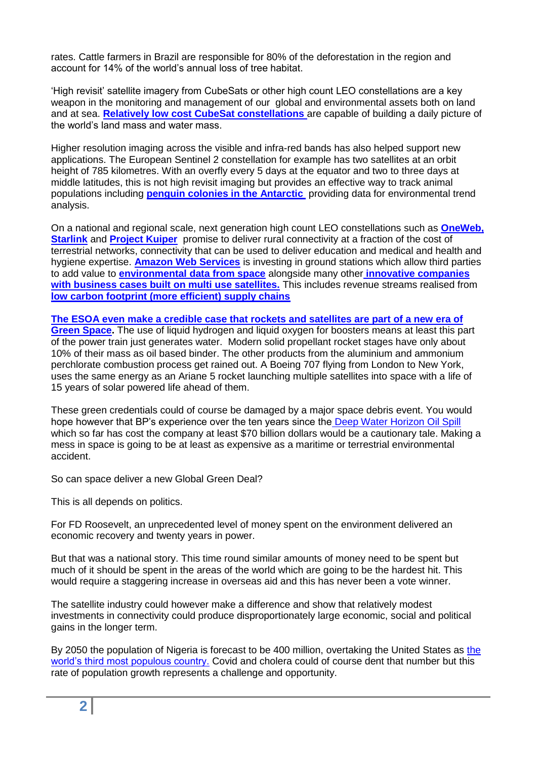rates. Cattle farmers in Brazil are responsible for 80% of the deforestation in the region and account for 14% of the world's annual loss of tree habitat.

'High revisit' satellite imagery from CubeSats or other high count LEO constellations are a key weapon in the monitoring and management of our global and environmental assets both on land and at sea. **Relatively low cost CubeSat constellations** are capable of building a daily picture of the world's land mass and water mass.

Higher resolution imaging across the visible and infra-red bands has also helped support new applications. The European Sentinel 2 constellation for example has two satellites at an orbit height of 785 kilometres. With an overfly every 5 days at the equator and two to three days at middle latitudes, this is not high revisit imaging but provides an effective way to track animal populations including **penguin colonies in the Antarctic** providing data for environmental trend analysis.

On a national and regional scale, next generation high count LEO constellations such as **OneWeb, Starlink** and **Project Kuiper** promise to deliver rural connectivity at a fraction of the cost of terrestrial networks, connectivity that can be used to deliver education and medical and health and hygiene expertise. **Amazon Web Services** is investing in ground stations which allow third parties to add value to **environmental data from space** alongside many other **innovative companies with business cases built on multi use satellites.** This includes revenue streams realised from **low carbon footprint (more efficient) supply chains**

**The ESOA even make a credible case that rockets and satellites are part of a new era of Green Space.** The use of liquid hydrogen and liquid oxygen for boosters means at least this part of the power train just generates water. Modern solid propellant rocket stages have only about 10% of their mass as oil based binder. The other products from the aluminium and ammonium perchlorate combustion process get rained out. A Boeing 707 flying from London to New York, uses the same energy as an Ariane 5 rocket launching multiple satellites into space with a life of 15 years of solar powered life ahead of them.

These green credentials could of course be damaged by a major space debris event. You would hope however that BP's experience over the ten years since the Deep Water Horizon Oil Spill which so far has cost the company at least $70 billion dollars would be a cautionary tale. Making a mess in space is going to be at least as expensive as a maritime or terrestrial environmental accident.

So can space deliver a new Global Green Deal?

This is all depends on politics.

For FD Roosevelt, an unprecedented level of money spent on the environment delivered an economic recovery and twenty years in power.

But that was a national story. This time round similar amounts of money need to be spent but much of it should be spent in the areas of the world which are going to be the hardest hit. This would require a staggering increase in overseas aid and this has never been a vote winner.

The satellite industry could however make a difference and show that relatively modest investments in connectivity could produce disproportionately large economic, social and political gains in the longer term.

By 2050 the population of Nigeria is forecast to be 400 million, overtaking the United States as the world's third most populous country. Covid and cholera could of course dent that number but this rate of population growth represents a challenge and opportunity.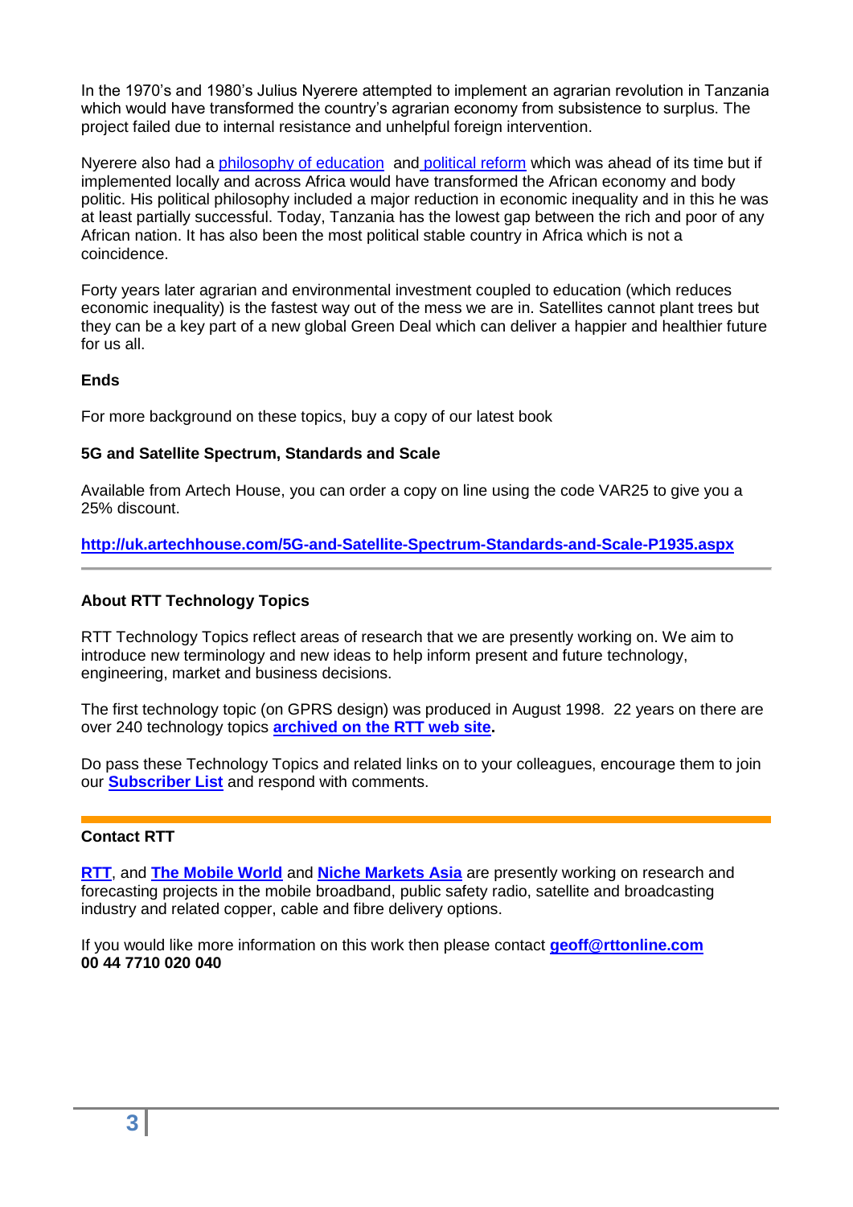In the 1970's and 1980's Julius Nyerere attempted to implement an agrarian revolution in Tanzania which would have transformed the country's agrarian economy from subsistence to surplus. The project failed due to internal resistance and unhelpful foreign intervention.

Nyerere also had a philosophy of education and political reform which was ahead of its time but if implemented locally and across Africa would have transformed the African economy and body politic. His political philosophy included a major reduction in economic inequality and in this he was at least partially successful. Today, Tanzania has the lowest gap between the rich and poor of any African nation. It has also been the most political stable country in Africa which is not a coincidence.

Forty years later agrarian and environmental investment coupled to education (which reduces economic inequality) is the fastest way out of the mess we are in. Satellites cannot plant trees but they can be a key part of a new global Green Deal which can deliver a happier and healthier future for us all.

**Ends**

For more background on these topics, buy a copy of our latest book

**5G and Satellite Spectrum, Standards and Scale**

Available from Artech House, you can order a copy on line using the code VAR25 to give you a 25% discount.

**http://uk.artechhouse.com/5G-and-Satellite-Spectrum-Standards-and-Scale-P1935.aspx**

---

**About RTT Technology Topics**

RTT Technology Topics reflect areas of research that we are presently working on. We aim to introduce new terminology and new ideas to help inform present and future technology, engineering, market and business decisions.

The first technology topic (on GPRS design) was produced in August 1998. 22 years on there are over 240 technology topics **archived on the RTT web site.**

Do pass these Technology Topics and related links on to your colleagues, encourage them to join our **Subscriber List** and respond with comments.

---

**Contact RTT**

**RTT**, and **The Mobile World** and **Niche Markets Asia** are presently working on research and forecasting projects in the mobile broadband, public safety radio, satellite and broadcasting industry and related copper, cable and fibre delivery options.

If you would like more information on this work then please contact **geoff@rttonline.com**
**00 44 7710 020 040**